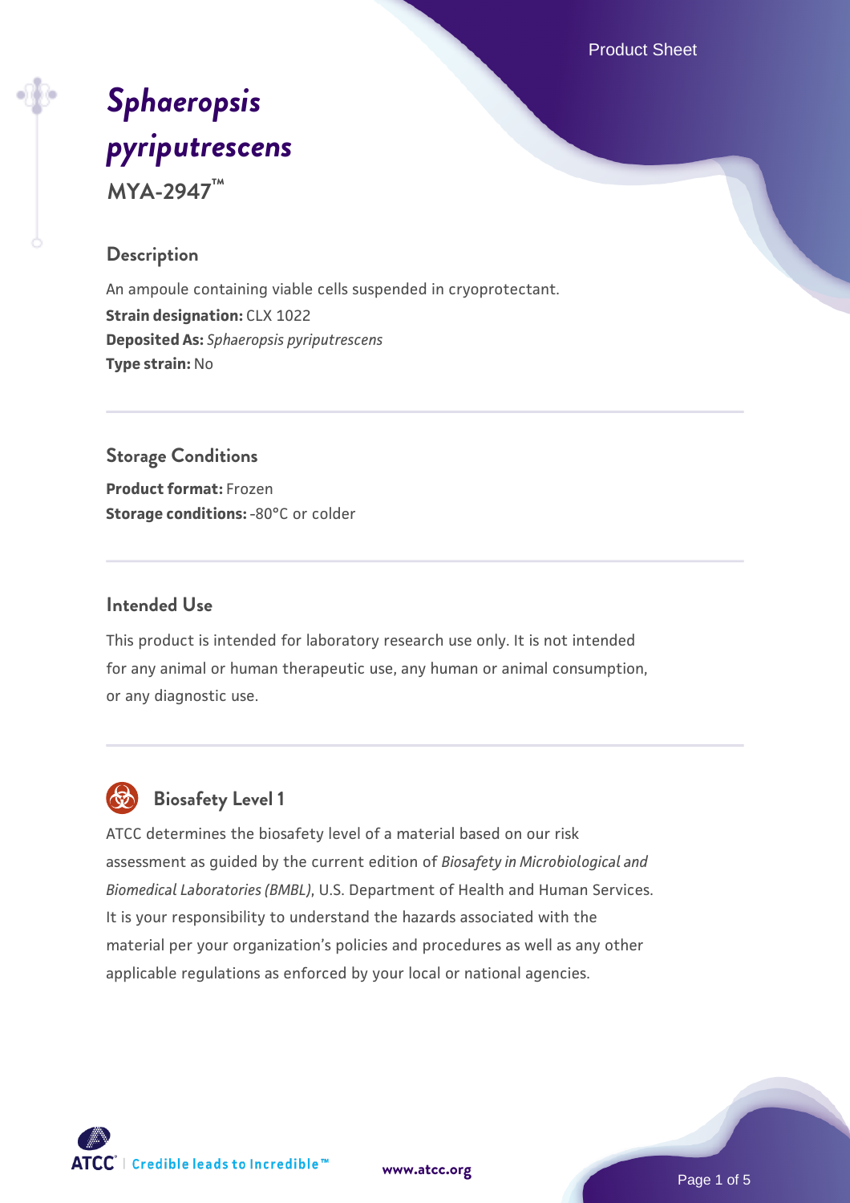# *Sphaeropsis pyriputrescens*

**MYA-2947™**

## Description

An ampoule containing viable cells suspended in cryoprotectant.
**Strain designation:** CLX 1022
**Deposited As:** *Sphaeropsis pyriputrescens*
**Type strain:** No

## Storage Conditions

**Product format:** Frozen
**Storage conditions:** -80°C or colder

## Intended Use

This product is intended for laboratory research use only. It is not intended for any animal or human therapeutic use, any human or animal consumption, or any diagnostic use.

## Biosafety Level 1

ATCC determines the biosafety level of a material based on our risk assessment as guided by the current edition of *Biosafety in Microbiological and Biomedical Laboratories (BMBL)*, U.S. Department of Health and Human Services. It is your responsibility to understand the hazards associated with the material per your organization's policies and procedures as well as any other applicable regulations as enforced by your local or national agencies.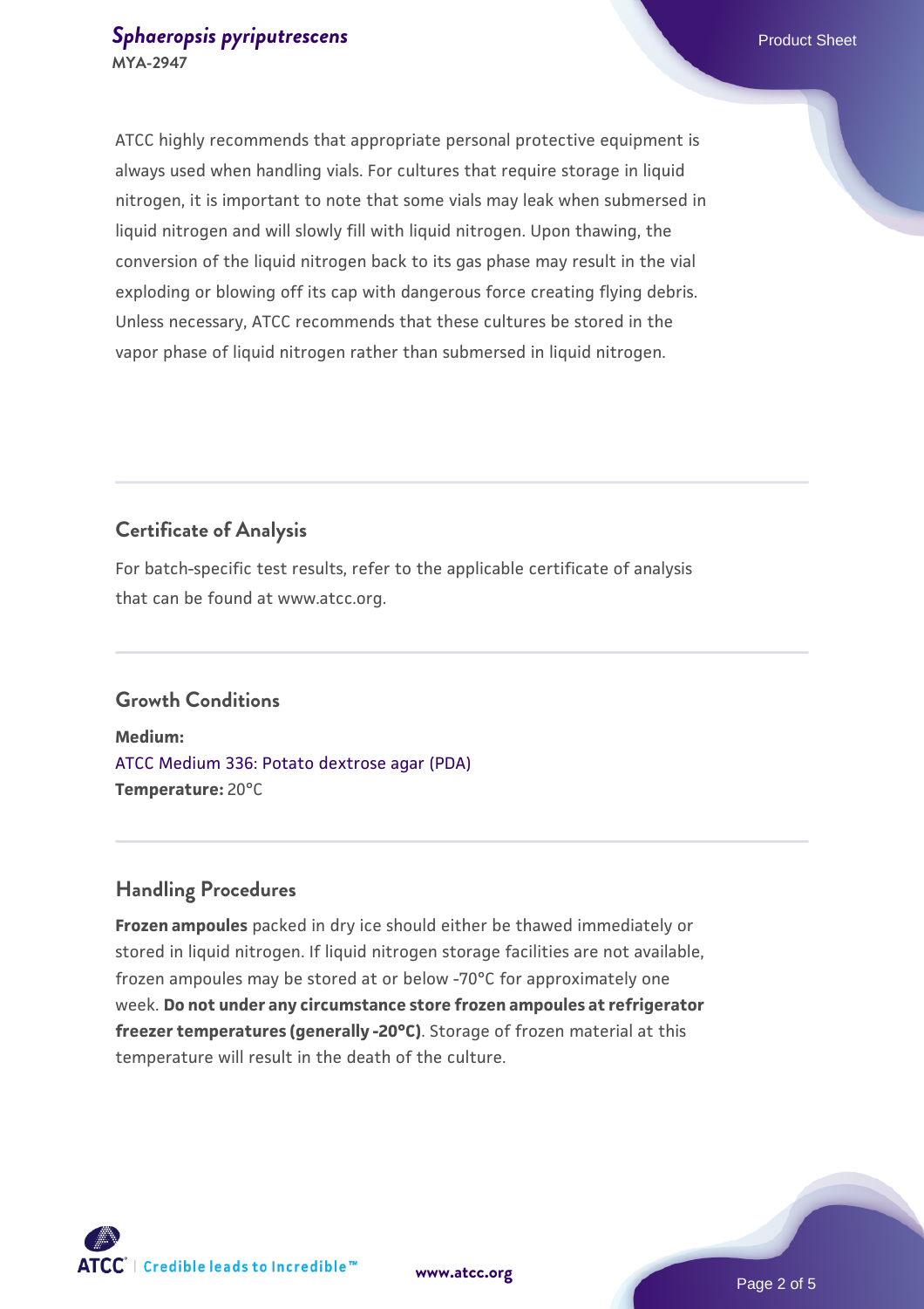ATCC highly recommends that appropriate personal protective equipment is always used when handling vials. For cultures that require storage in liquid nitrogen, it is important to note that some vials may leak when submersed in liquid nitrogen and will slowly fill with liquid nitrogen. Upon thawing, the conversion of the liquid nitrogen back to its gas phase may result in the vial exploding or blowing off its cap with dangerous force creating flying debris. Unless necessary, ATCC recommends that these cultures be stored in the vapor phase of liquid nitrogen rather than submersed in liquid nitrogen.

## Certificate of Analysis

For batch-specific test results, refer to the applicable certificate of analysis that can be found at www.atcc.org.

## Growth Conditions

**Medium:**
ATCC Medium 336: Potato dextrose agar (PDA)
**Temperature:** 20°C

## Handling Procedures

**Frozen ampoules** packed in dry ice should either be thawed immediately or stored in liquid nitrogen. If liquid nitrogen storage facilities are not available, frozen ampoules may be stored at or below -70°C for approximately one week. **Do not under any circumstance store frozen ampoules at refrigerator freezer temperatures (generally -20°C)**. Storage of frozen material at this temperature will result in the death of the culture.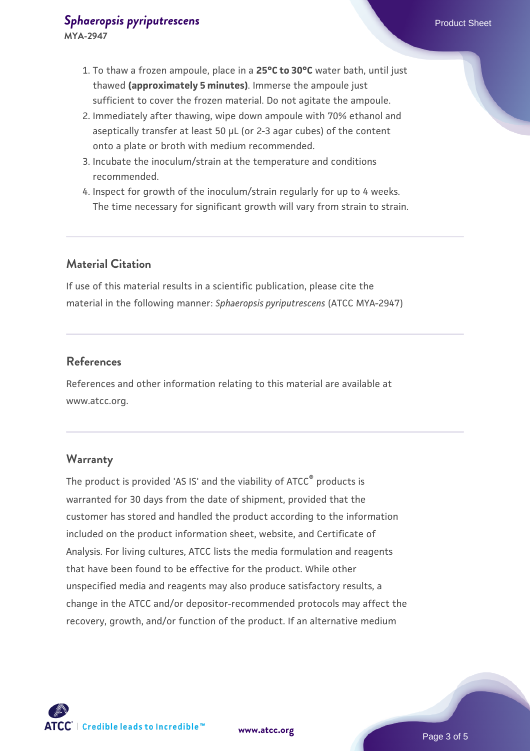1. To thaw a frozen ampoule, place in a **25°C to 30°C** water bath, until just thawed **(approximately 5 minutes)**. Immerse the ampoule just sufficient to cover the frozen material. Do not agitate the ampoule.
2. Immediately after thawing, wipe down ampoule with 70% ethanol and aseptically transfer at least 50 µL (or 2-3 agar cubes) of the content onto a plate or broth with medium recommended.
3. Incubate the inoculum/strain at the temperature and conditions recommended.
4. Inspect for growth of the inoculum/strain regularly for up to 4 weeks. The time necessary for significant growth will vary from strain to strain.

## Material Citation

If use of this material results in a scientific publication, please cite the material in the following manner: *Sphaeropsis pyriputrescens* (ATCC MYA-2947)

## References

References and other information relating to this material are available at www.atcc.org.

## Warranty

The product is provided 'AS IS' and the viability of ATCC® products is warranted for 30 days from the date of shipment, provided that the customer has stored and handled the product according to the information included on the product information sheet, website, and Certificate of Analysis. For living cultures, ATCC lists the media formulation and reagents that have been found to be effective for the product. While other unspecified media and reagents may also produce satisfactory results, a change in the ATCC and/or depositor-recommended protocols may affect the recovery, growth, and/or function of the product. If an alternative medium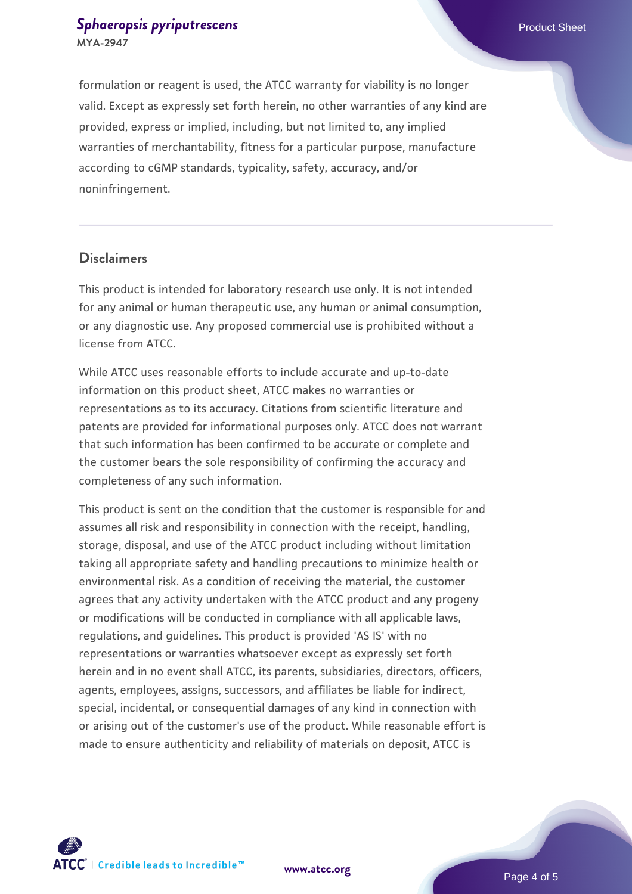formulation or reagent is used, the ATCC warranty for viability is no longer valid. Except as expressly set forth herein, no other warranties of any kind are provided, express or implied, including, but not limited to, any implied warranties of merchantability, fitness for a particular purpose, manufacture according to cGMP standards, typicality, safety, accuracy, and/or noninfringement.

## Disclaimers

This product is intended for laboratory research use only. It is not intended for any animal or human therapeutic use, any human or animal consumption, or any diagnostic use. Any proposed commercial use is prohibited without a license from ATCC.

While ATCC uses reasonable efforts to include accurate and up-to-date information on this product sheet, ATCC makes no warranties or representations as to its accuracy. Citations from scientific literature and patents are provided for informational purposes only. ATCC does not warrant that such information has been confirmed to be accurate or complete and the customer bears the sole responsibility of confirming the accuracy and completeness of any such information.

This product is sent on the condition that the customer is responsible for and assumes all risk and responsibility in connection with the receipt, handling, storage, disposal, and use of the ATCC product including without limitation taking all appropriate safety and handling precautions to minimize health or environmental risk. As a condition of receiving the material, the customer agrees that any activity undertaken with the ATCC product and any progeny or modifications will be conducted in compliance with all applicable laws, regulations, and guidelines. This product is provided 'AS IS' with no representations or warranties whatsoever except as expressly set forth herein and in no event shall ATCC, its parents, subsidiaries, directors, officers, agents, employees, assigns, successors, and affiliates be liable for indirect, special, incidental, or consequential damages of any kind in connection with or arising out of the customer's use of the product. While reasonable effort is made to ensure authenticity and reliability of materials on deposit, ATCC is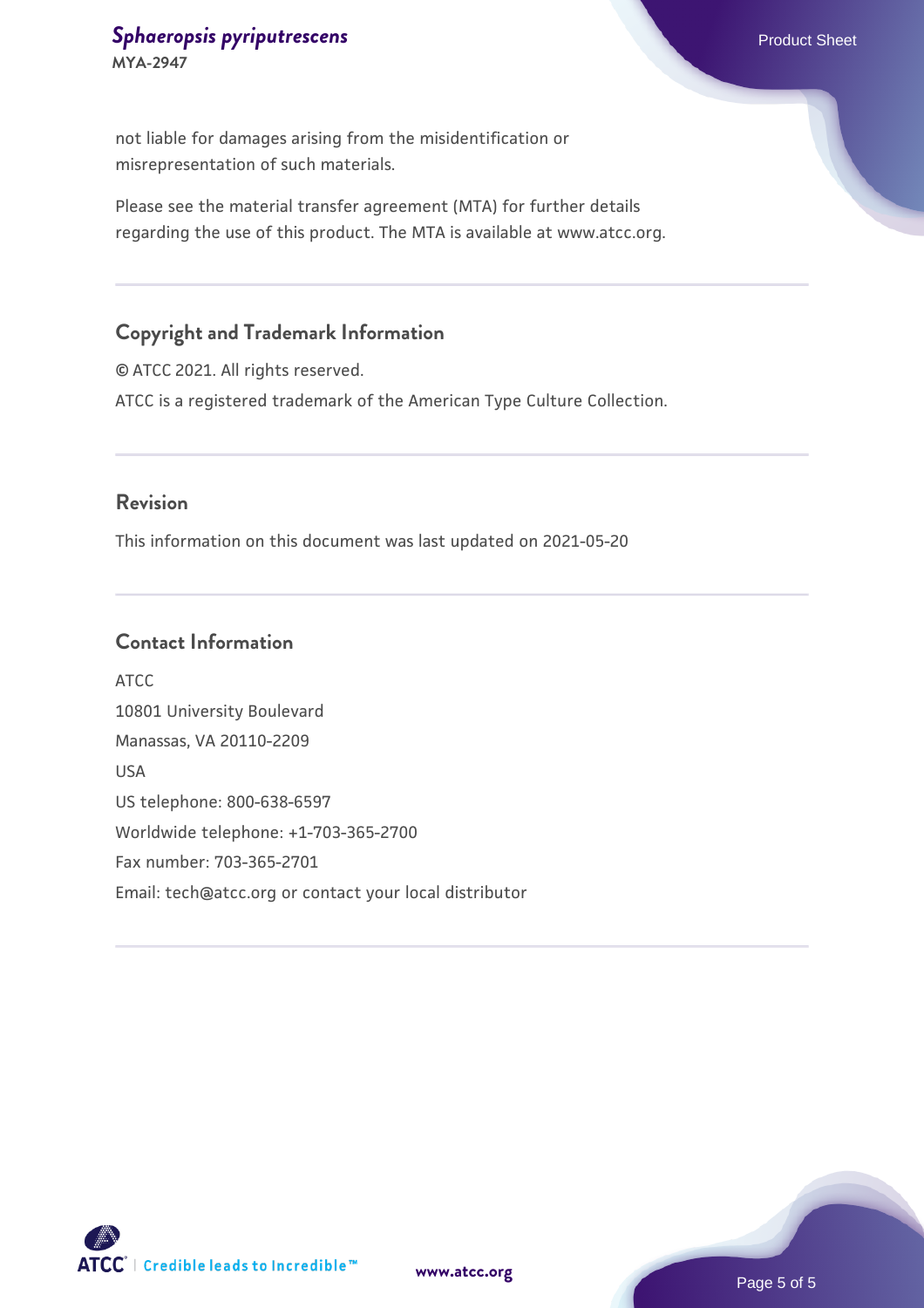not liable for damages arising from the misidentification or misrepresentation of such materials.

Please see the material transfer agreement (MTA) for further details regarding the use of this product. The MTA is available at www.atcc.org.

## Copyright and Trademark Information

© ATCC 2021. All rights reserved.

ATCC is a registered trademark of the American Type Culture Collection.

## Revision

This information on this document was last updated on 2021-05-20

## Contact Information

ATCC
10801 University Boulevard
Manassas, VA 20110-2209
USA
US telephone: 800-638-6597
Worldwide telephone: +1-703-365-2700
Fax number: 703-365-2701
Email: tech@atcc.org or contact your local distributor